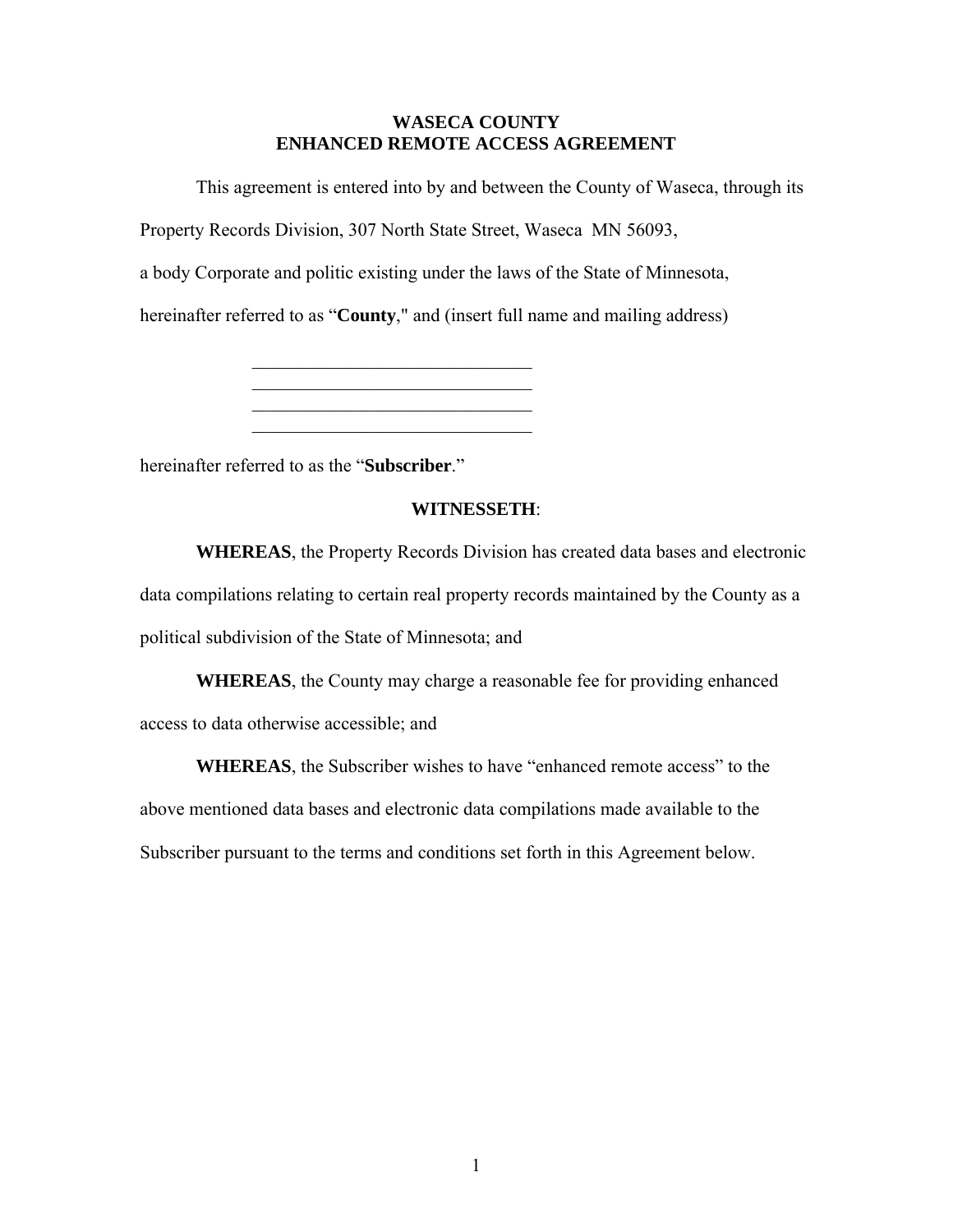# WASECA COUNTY
# ENHANCED REMOTE ACCESS AGREEMENT

This agreement is entered into by and between the County of Waseca, through its Property Records Division, 307 North State Street, Waseca  MN 56093, a body Corporate and politic existing under the laws of the State of Minnesota, hereinafter referred to as "**County**," and (insert full name and mailing address)

\_\_\_\_\_\_\_\_\_\_\_\_\_\_\_\_\_\_\_\_\_\_\_\_\_\_\_\_\_\_\_\_
\_\_\_\_\_\_\_\_\_\_\_\_\_\_\_\_\_\_\_\_\_\_\_\_\_\_\_\_\_\_\_\_
\_\_\_\_\_\_\_\_\_\_\_\_\_\_\_\_\_\_\_\_\_\_\_\_\_\_\_\_\_\_\_\_
\_\_\_\_\_\_\_\_\_\_\_\_\_\_\_\_\_\_\_\_\_\_\_\_\_\_\_\_\_\_\_\_

hereinafter referred to as the "**Subscriber**."

**WITNESSETH**:

**WHEREAS**, the Property Records Division has created data bases and electronic data compilations relating to certain real property records maintained by the County as a political subdivision of the State of Minnesota; and

**WHEREAS**, the County may charge a reasonable fee for providing enhanced access to data otherwise accessible; and

**WHEREAS**, the Subscriber wishes to have "enhanced remote access" to the above mentioned data bases and electronic data compilations made available to the Subscriber pursuant to the terms and conditions set forth in this Agreement below.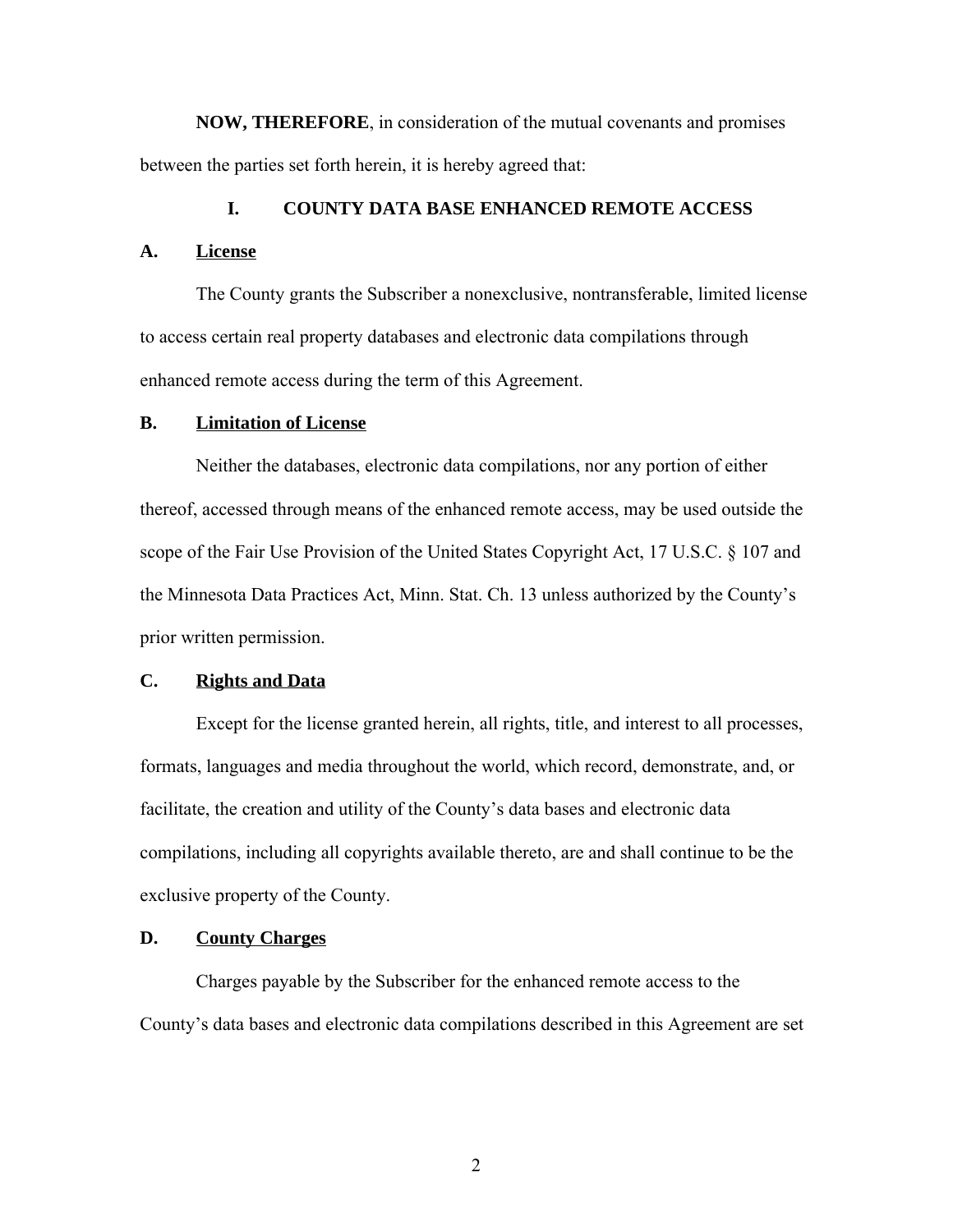**NOW, THEREFORE**, in consideration of the mutual covenants and promises between the parties set forth herein, it is hereby agreed that:

## I. COUNTY DATA BASE ENHANCED REMOTE ACCESS

### A. License

The County grants the Subscriber a nonexclusive, nontransferable, limited license to access certain real property databases and electronic data compilations through enhanced remote access during the term of this Agreement.

### B. Limitation of License

Neither the databases, electronic data compilations, nor any portion of either thereof, accessed through means of the enhanced remote access, may be used outside the scope of the Fair Use Provision of the United States Copyright Act, 17 U.S.C. § 107 and the Minnesota Data Practices Act, Minn. Stat. Ch. 13 unless authorized by the County's prior written permission.

### C. Rights and Data

Except for the license granted herein, all rights, title, and interest to all processes, formats, languages and media throughout the world, which record, demonstrate, and, or facilitate, the creation and utility of the County's data bases and electronic data compilations, including all copyrights available thereto, are and shall continue to be the exclusive property of the County.

### D. County Charges

Charges payable by the Subscriber for the enhanced remote access to the County's data bases and electronic data compilations described in this Agreement are set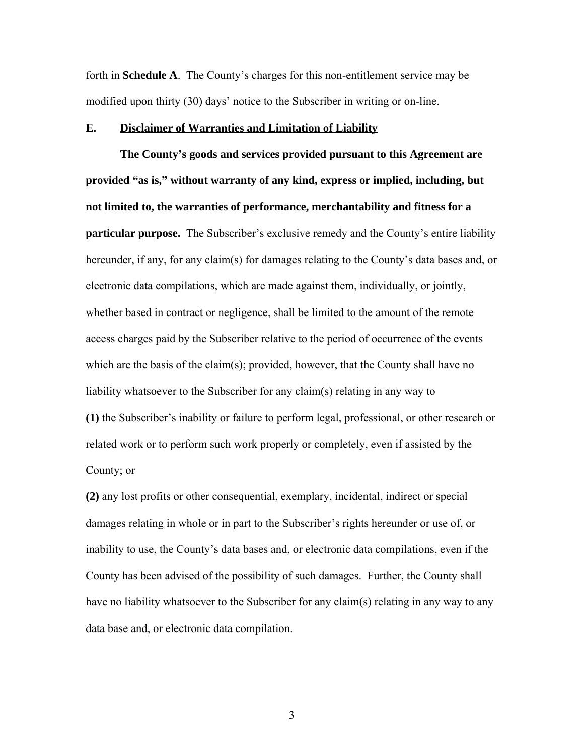forth in **Schedule A**. The County's charges for this non-entitlement service may be modified upon thirty (30) days' notice to the Subscriber in writing or on-line.

**E. Disclaimer of Warranties and Limitation of Liability**

**The County's goods and services provided pursuant to this Agreement are provided "as is," without warranty of any kind, express or implied, including, but not limited to, the warranties of performance, merchantability and fitness for a particular purpose.** The Subscriber's exclusive remedy and the County's entire liability hereunder, if any, for any claim(s) for damages relating to the County's data bases and, or electronic data compilations, which are made against them, individually, or jointly, whether based in contract or negligence, shall be limited to the amount of the remote access charges paid by the Subscriber relative to the period of occurrence of the events which are the basis of the claim(s); provided, however, that the County shall have no liability whatsoever to the Subscriber for any claim(s) relating in any way to

**(1)** the Subscriber's inability or failure to perform legal, professional, or other research or related work or to perform such work properly or completely, even if assisted by the County; or

**(2)** any lost profits or other consequential, exemplary, incidental, indirect or special damages relating in whole or in part to the Subscriber's rights hereunder or use of, or inability to use, the County's data bases and, or electronic data compilations, even if the County has been advised of the possibility of such damages. Further, the County shall have no liability whatsoever to the Subscriber for any claim(s) relating in any way to any data base and, or electronic data compilation.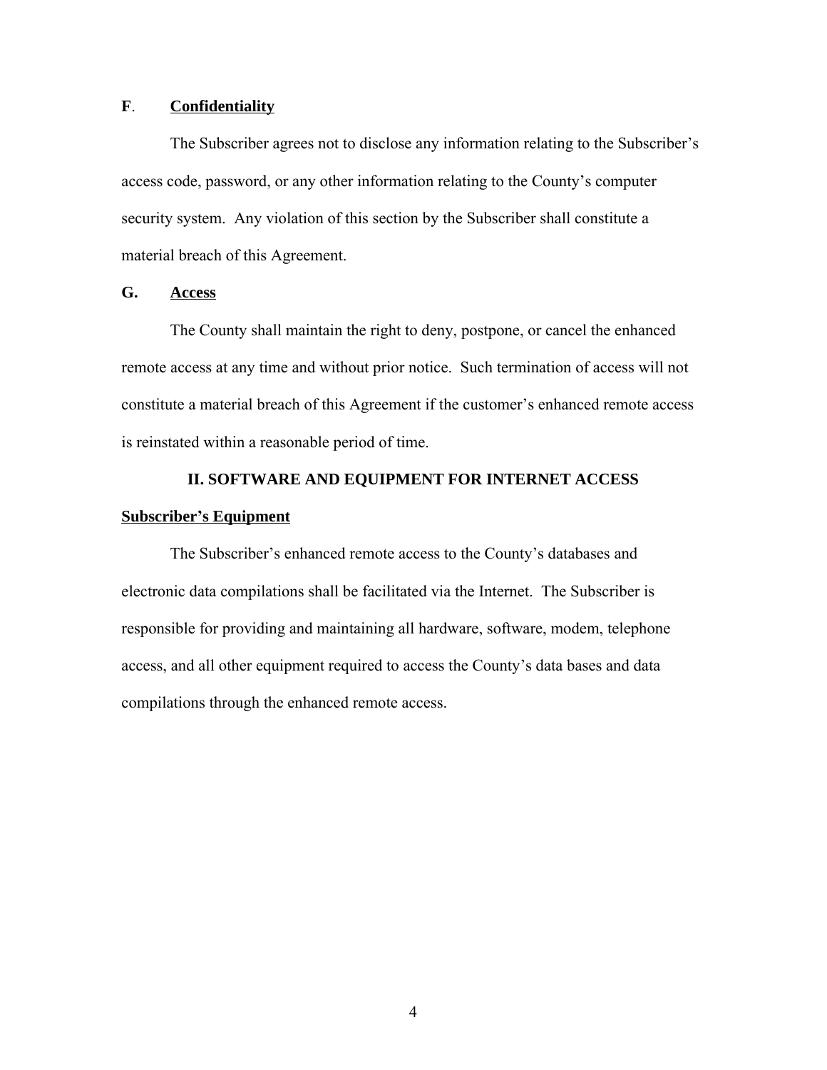**F**. **Confidentiality**

The Subscriber agrees not to disclose any information relating to the Subscriber's access code, password, or any other information relating to the County's computer security system. Any violation of this section by the Subscriber shall constitute a material breach of this Agreement.

**G.** **Access**

The County shall maintain the right to deny, postpone, or cancel the enhanced remote access at any time and without prior notice. Such termination of access will not constitute a material breach of this Agreement if the customer's enhanced remote access is reinstated within a reasonable period of time.

## II. SOFTWARE AND EQUIPMENT FOR INTERNET ACCESS

**Subscriber's Equipment**

The Subscriber's enhanced remote access to the County's databases and electronic data compilations shall be facilitated via the Internet. The Subscriber is responsible for providing and maintaining all hardware, software, modem, telephone access, and all other equipment required to access the County's data bases and data compilations through the enhanced remote access.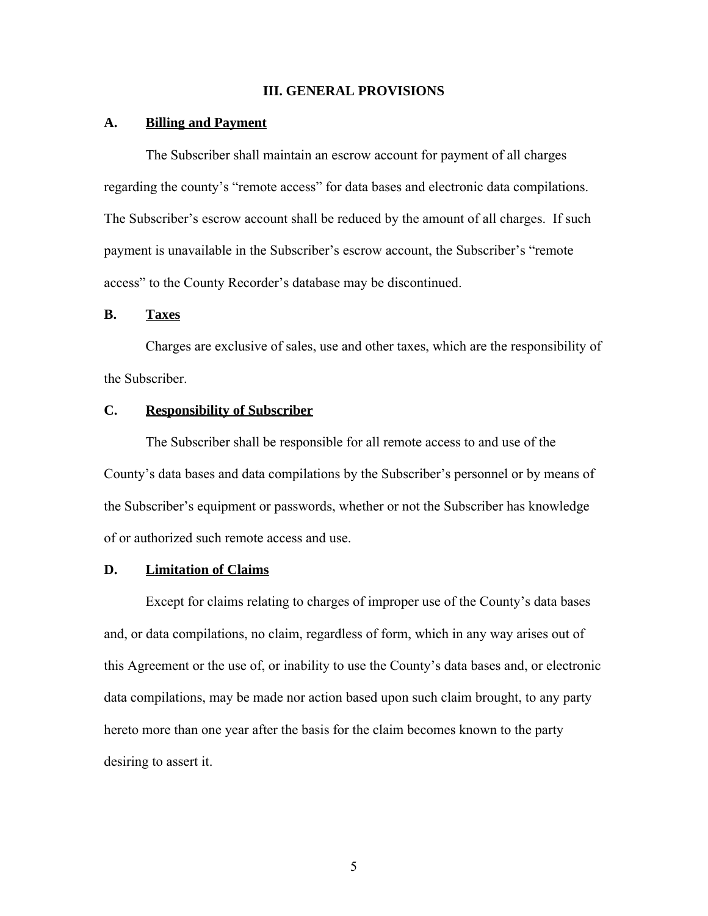## III. GENERAL PROVISIONS

**A. Billing and Payment**

The Subscriber shall maintain an escrow account for payment of all charges regarding the county's "remote access" for data bases and electronic data compilations. The Subscriber's escrow account shall be reduced by the amount of all charges. If such payment is unavailable in the Subscriber's escrow account, the Subscriber's "remote access" to the County Recorder's database may be discontinued.

**B. Taxes**

Charges are exclusive of sales, use and other taxes, which are the responsibility of the Subscriber.

**C. Responsibility of Subscriber**

The Subscriber shall be responsible for all remote access to and use of the County's data bases and data compilations by the Subscriber's personnel or by means of the Subscriber's equipment or passwords, whether or not the Subscriber has knowledge of or authorized such remote access and use.

**D. Limitation of Claims**

Except for claims relating to charges of improper use of the County's data bases and, or data compilations, no claim, regardless of form, which in any way arises out of this Agreement or the use of, or inability to use the County's data bases and, or electronic data compilations, may be made nor action based upon such claim brought, to any party hereto more than one year after the basis for the claim becomes known to the party desiring to assert it.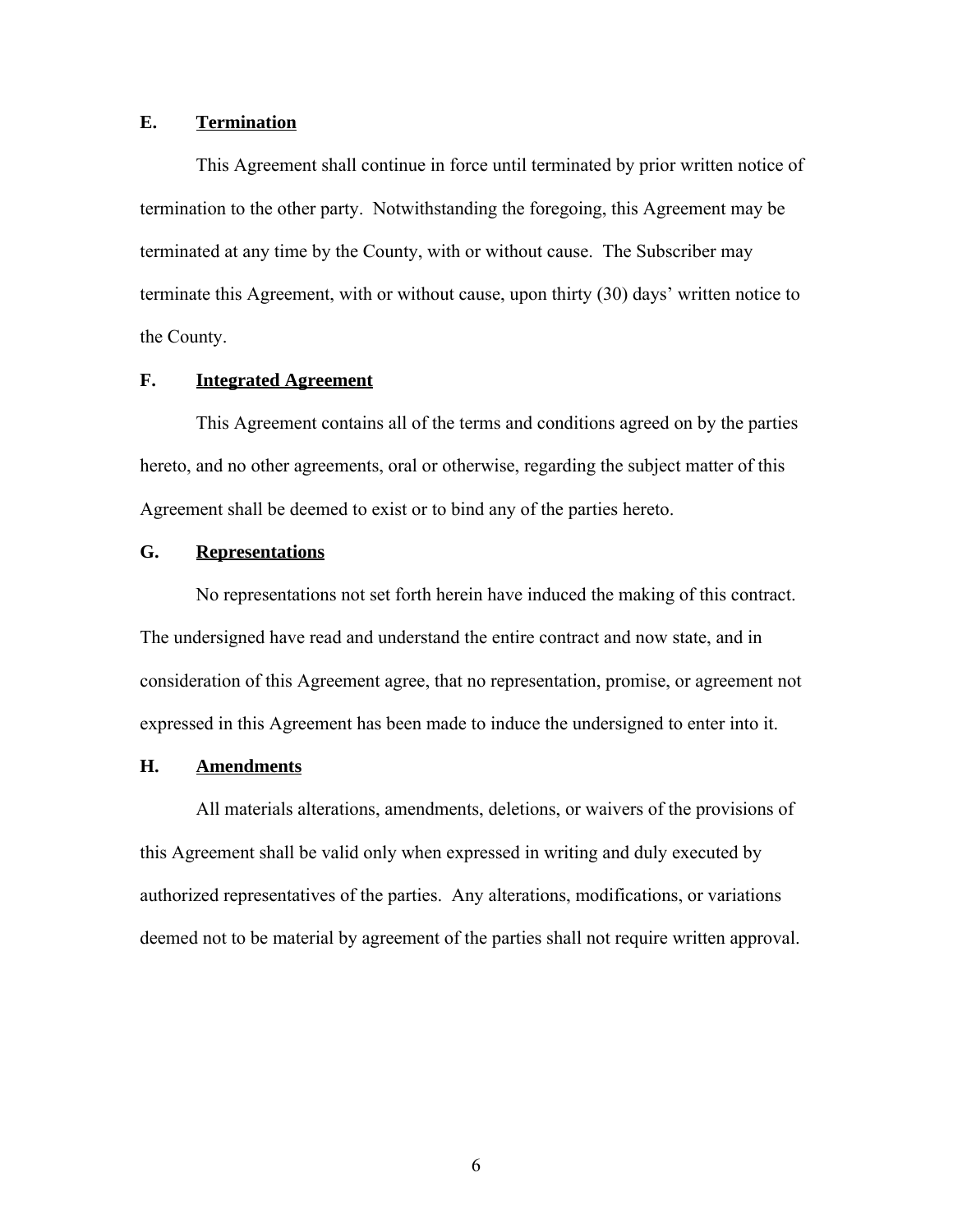**E. Termination**

This Agreement shall continue in force until terminated by prior written notice of termination to the other party. Notwithstanding the foregoing, this Agreement may be terminated at any time by the County, with or without cause. The Subscriber may terminate this Agreement, with or without cause, upon thirty (30) days' written notice to the County.

**F. Integrated Agreement**

This Agreement contains all of the terms and conditions agreed on by the parties hereto, and no other agreements, oral or otherwise, regarding the subject matter of this Agreement shall be deemed to exist or to bind any of the parties hereto.

**G. Representations**

No representations not set forth herein have induced the making of this contract. The undersigned have read and understand the entire contract and now state, and in consideration of this Agreement agree, that no representation, promise, or agreement not expressed in this Agreement has been made to induce the undersigned to enter into it.

**H. Amendments**

All materials alterations, amendments, deletions, or waivers of the provisions of this Agreement shall be valid only when expressed in writing and duly executed by authorized representatives of the parties. Any alterations, modifications, or variations deemed not to be material by agreement of the parties shall not require written approval.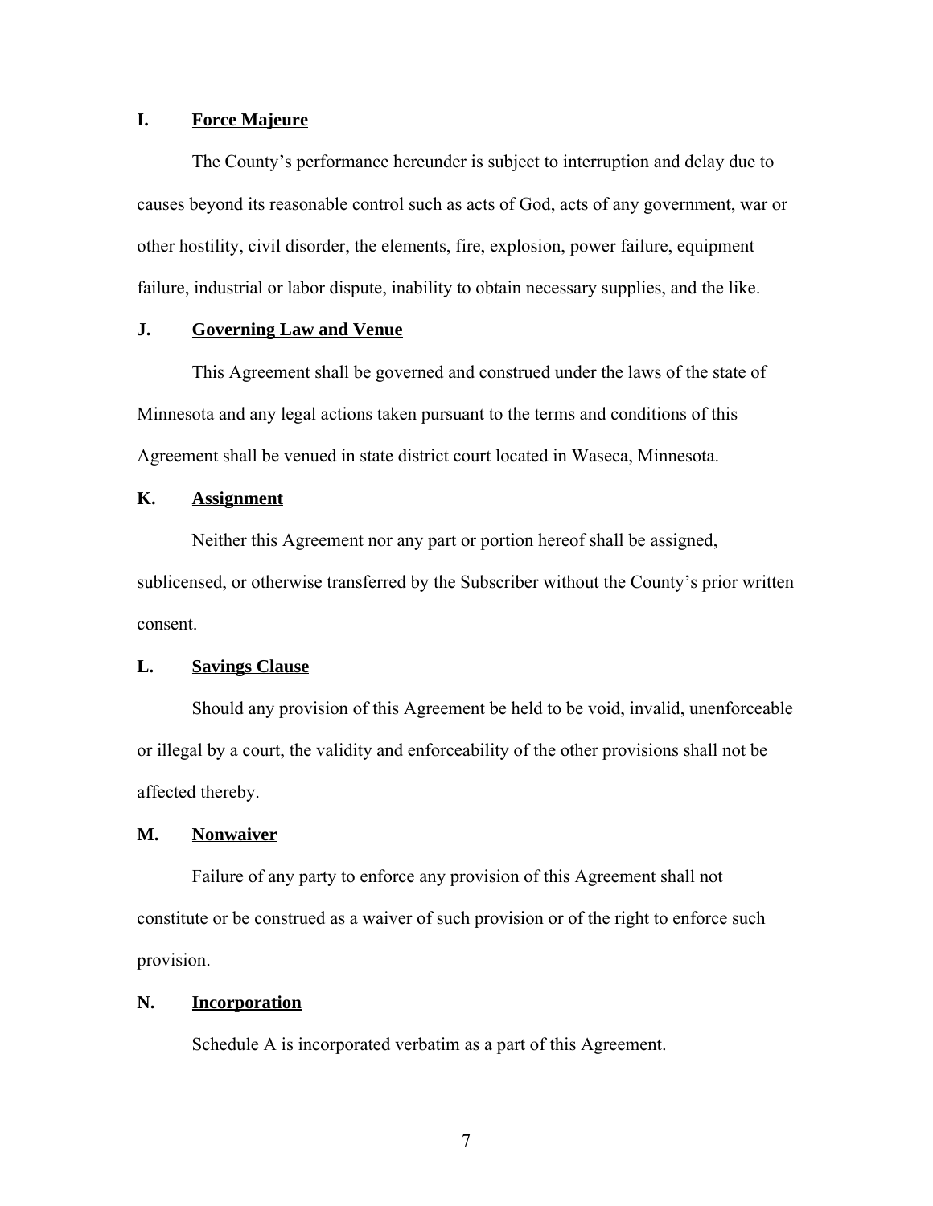**I. Force Majeure**

The County's performance hereunder is subject to interruption and delay due to causes beyond its reasonable control such as acts of God, acts of any government, war or other hostility, civil disorder, the elements, fire, explosion, power failure, equipment failure, industrial or labor dispute, inability to obtain necessary supplies, and the like.

**J. Governing Law and Venue**

This Agreement shall be governed and construed under the laws of the state of Minnesota and any legal actions taken pursuant to the terms and conditions of this Agreement shall be venued in state district court located in Waseca, Minnesota.

**K. Assignment**

Neither this Agreement nor any part or portion hereof shall be assigned, sublicensed, or otherwise transferred by the Subscriber without the County's prior written consent.

**L. Savings Clause**

Should any provision of this Agreement be held to be void, invalid, unenforceable or illegal by a court, the validity and enforceability of the other provisions shall not be affected thereby.

**M. Nonwaiver**

Failure of any party to enforce any provision of this Agreement shall not constitute or be construed as a waiver of such provision or of the right to enforce such provision.

**N. Incorporation**

Schedule A is incorporated verbatim as a part of this Agreement.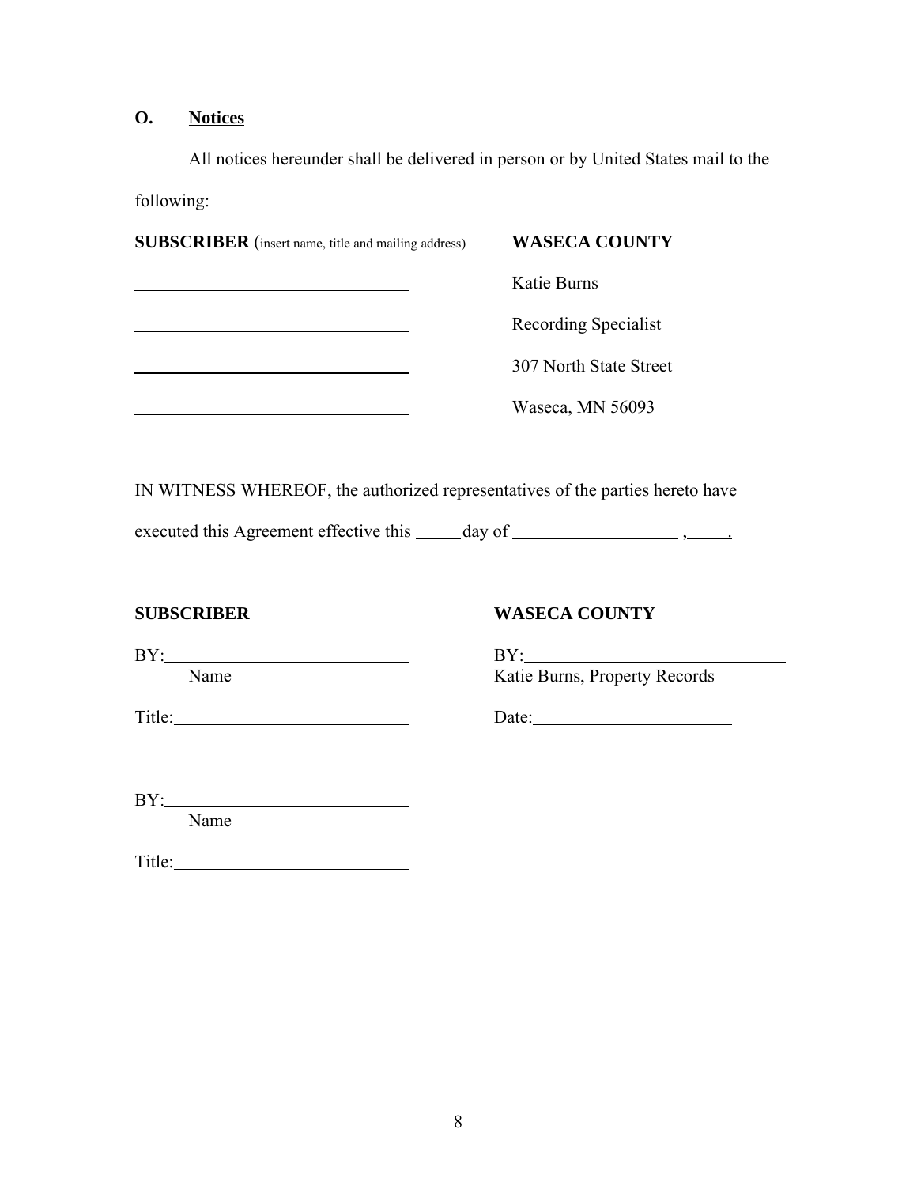## O. Notices

All notices hereunder shall be delivered in person or by United States mail to the following:

| **SUBSCRIBER** (insert name, title and mailing address) | **WASECA COUNTY** |
|---|---|
| ______________________________ | Katie Burns |
| ______________________________ | Recording Specialist |
| ______________________________ | 307 North State Street |
| ______________________________ | Waseca, MN 56093 |

IN WITNESS WHEREOF, the authorized representatives of the parties hereto have executed this Agreement effective this _____ day of ___________________ , _____.

| **SUBSCRIBER** | **WASECA COUNTY** |
|---|---|
| BY: ____________________________ | BY: ______________________________ |
| Name | Katie Burns, Property Records |
| Title: __________________________ | Date: ______________________ |
| | |
| BY: ____________________________ | |
| Name | |
| Title: __________________________ | |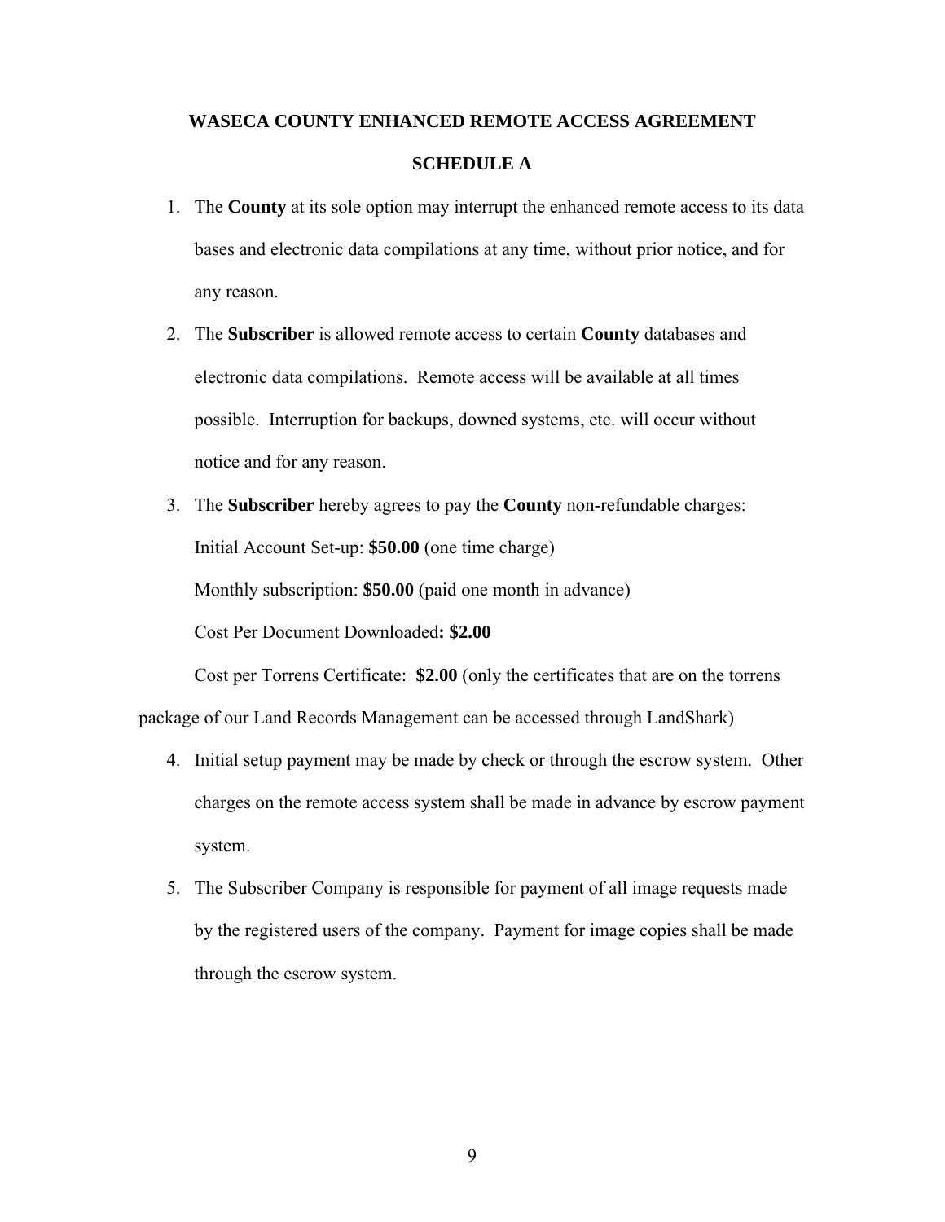# WASECA COUNTY ENHANCED REMOTE ACCESS AGREEMENT

## SCHEDULE A

1. The **County** at its sole option may interrupt the enhanced remote access to its data bases and electronic data compilations at any time, without prior notice, and for any reason.

2. The **Subscriber** is allowed remote access to certain **County** databases and electronic data compilations. Remote access will be available at all times possible. Interruption for backups, downed systems, etc. will occur without notice and for any reason.

3. The **Subscriber** hereby agrees to pay the **County** non-refundable charges:

   Initial Account Set-up: **$50.00** (one time charge)

   Monthly subscription: **$50.00** (paid one month in advance)

   Cost Per Document Downloaded**: $2.00**

   Cost per Torrens Certificate: **$2.00** (only the certificates that are on the torrens package of our Land Records Management can be accessed through LandShark)

4. Initial setup payment may be made by check or through the escrow system. Other charges on the remote access system shall be made in advance by escrow payment system.

5. The Subscriber Company is responsible for payment of all image requests made by the registered users of the company. Payment for image copies shall be made through the escrow system.